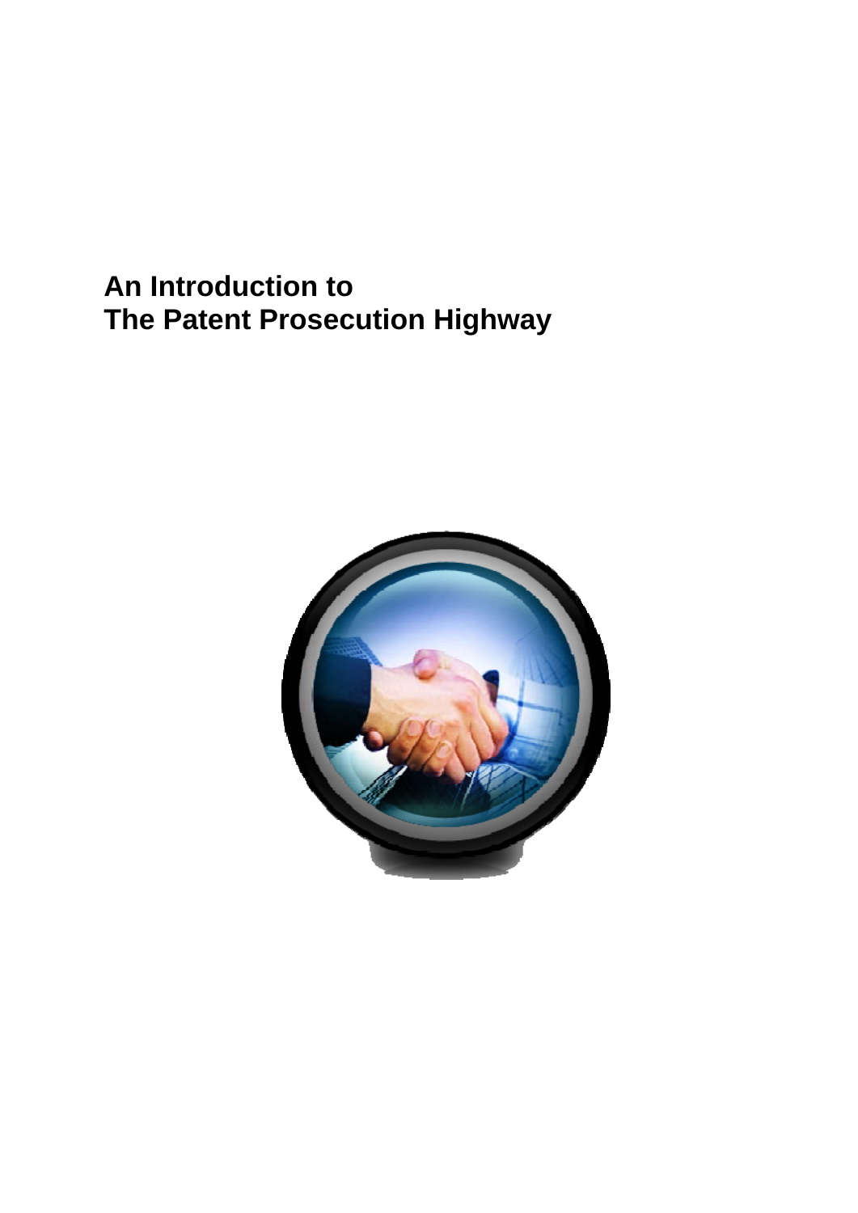# An Introduction to The Patent Prosecution Highway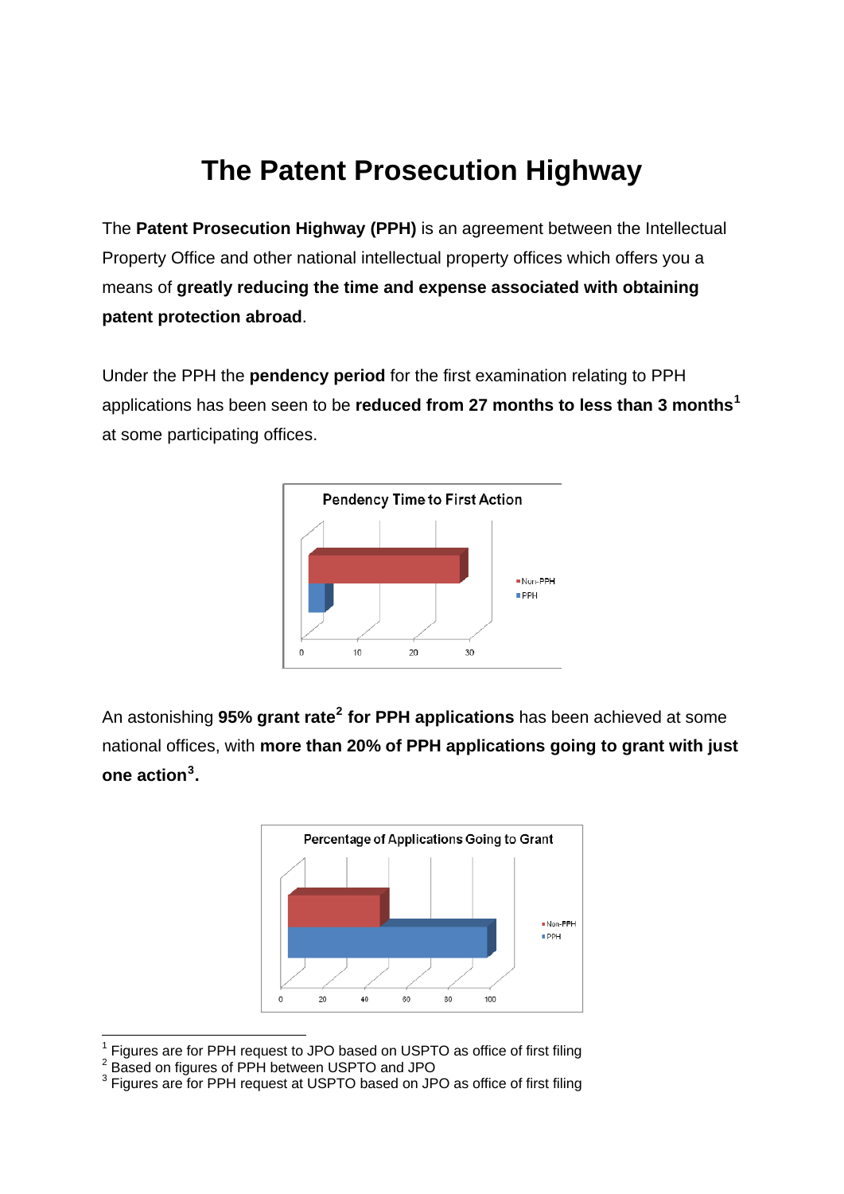# The Patent Prosecution Highway

The **Patent Prosecution Highway (PPH)** is an agreement between the Intellectual Property Office and other national intellectual property offices which offers you a means of **greatly reducing the time and expense associated with obtaining patent protection abroad**.

Under the PPH the **pendency period** for the first examination relating to PPH applications has been seen to be **reduced from 27 months to less than 3 months**[1] at some participating offices.

Pendency Time to First Action

Non-PPH
PPH

0 10 20 30

An astonishing **95% grant rate**[2] **for PPH applications** has been achieved at some national offices, with **more than 20% of PPH applications going to grant with just one action**[3].

Percentage of Applications Going to Grant

Non-PPH
PPH

0 20 40 60 80 100

---

[1] Figures are for PPH request to JPO based on USPTO as office of first filing
[2] Based on figures of PPH between USPTO and JPO
[3] Figures are for PPH request at USPTO based on JPO as office of first filing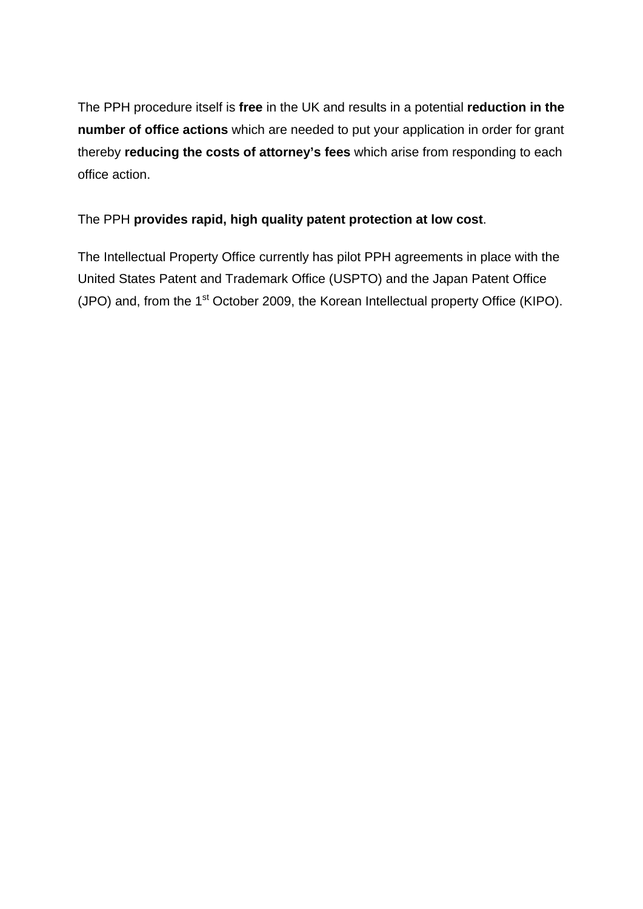The PPH procedure itself is **free** in the UK and results in a potential **reduction in the number of office actions** which are needed to put your application in order for grant thereby **reducing the costs of attorney's fees** which arise from responding to each office action.

The PPH **provides rapid, high quality patent protection at low cost**.

The Intellectual Property Office currently has pilot PPH agreements in place with the United States Patent and Trademark Office (USPTO) and the Japan Patent Office (JPO) and, from the 1st October 2009, the Korean Intellectual property Office (KIPO).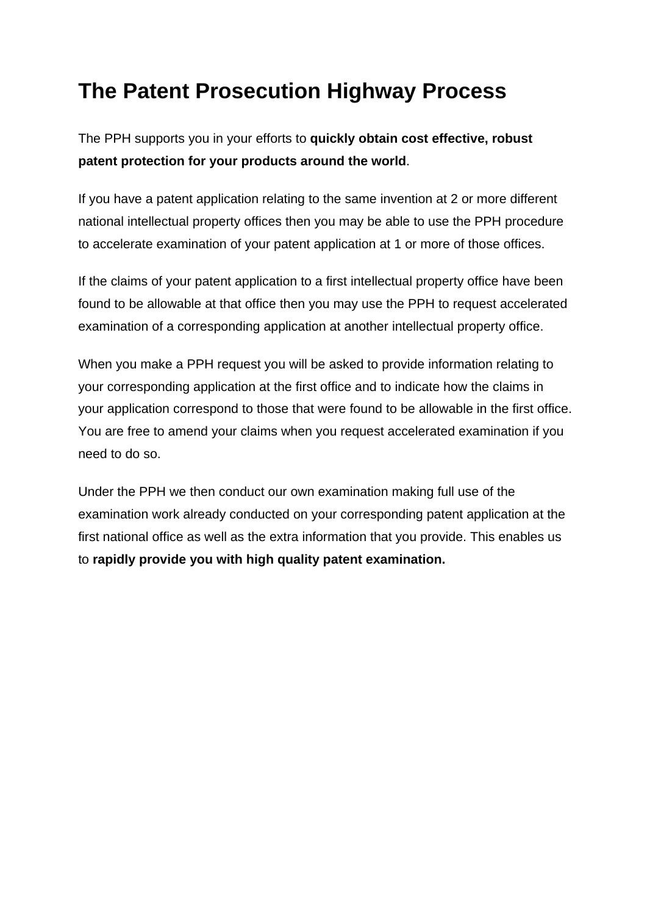# The Patent Prosecution Highway Process

The PPH supports you in your efforts to **quickly obtain cost effective, robust patent protection for your products around the world**.

If you have a patent application relating to the same invention at 2 or more different national intellectual property offices then you may be able to use the PPH procedure to accelerate examination of your patent application at 1 or more of those offices.

If the claims of your patent application to a first intellectual property office have been found to be allowable at that office then you may use the PPH to request accelerated examination of a corresponding application at another intellectual property office.

When you make a PPH request you will be asked to provide information relating to your corresponding application at the first office and to indicate how the claims in your application correspond to those that were found to be allowable in the first office. You are free to amend your claims when you request accelerated examination if you need to do so.

Under the PPH we then conduct our own examination making full use of the examination work already conducted on your corresponding patent application at the first national office as well as the extra information that you provide. This enables us to **rapidly provide you with high quality patent examination.**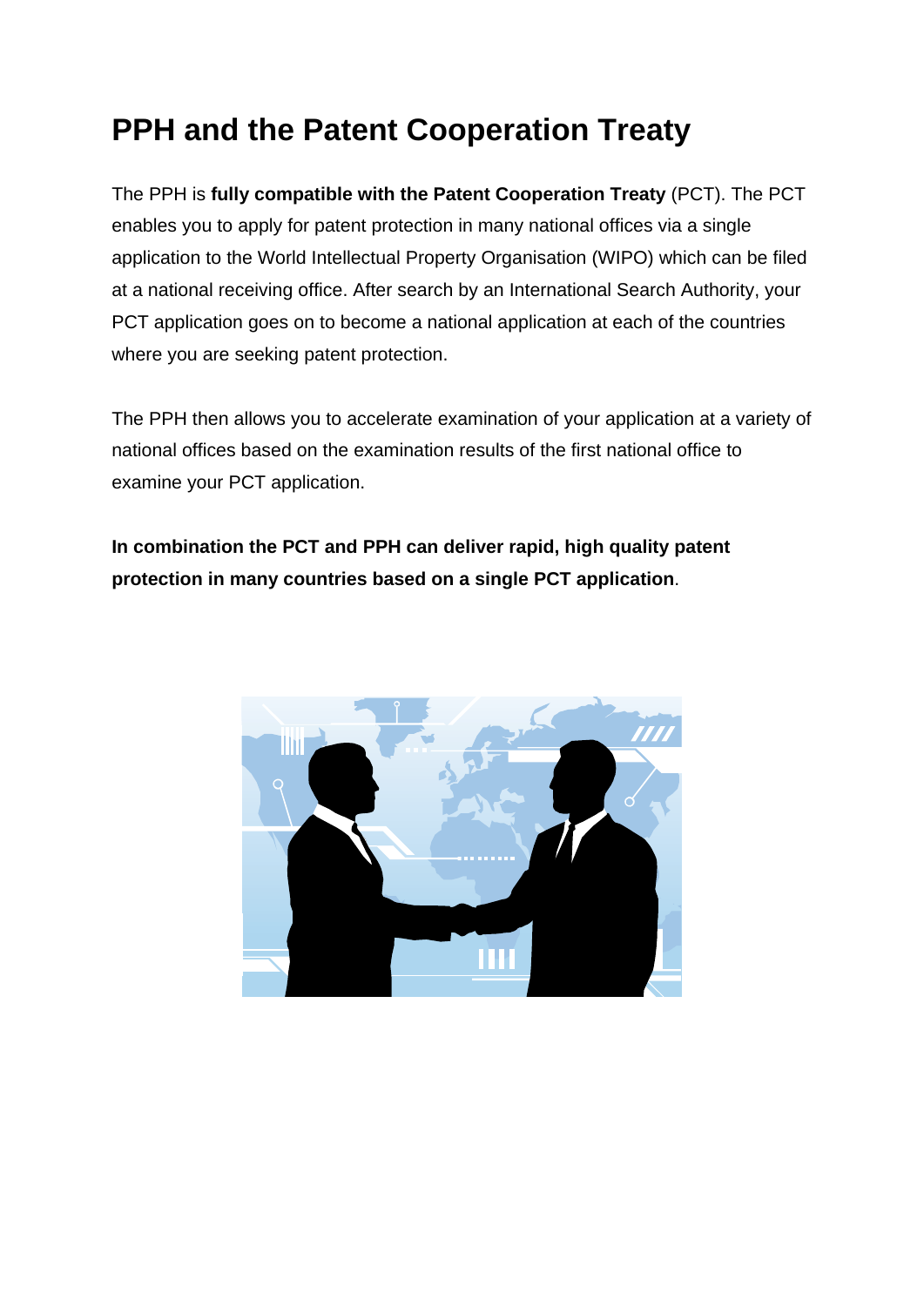# PPH and the Patent Cooperation Treaty

The PPH is **fully compatible with the Patent Cooperation Treaty** (PCT). The PCT enables you to apply for patent protection in many national offices via a single application to the World Intellectual Property Organisation (WIPO) which can be filed at a national receiving office. After search by an International Search Authority, your PCT application goes on to become a national application at each of the countries where you are seeking patent protection.

The PPH then allows you to accelerate examination of your application at a variety of national offices based on the examination results of the first national office to examine your PCT application.

**In combination the PCT and PPH can deliver rapid, high quality patent protection in many countries based on a single PCT application**.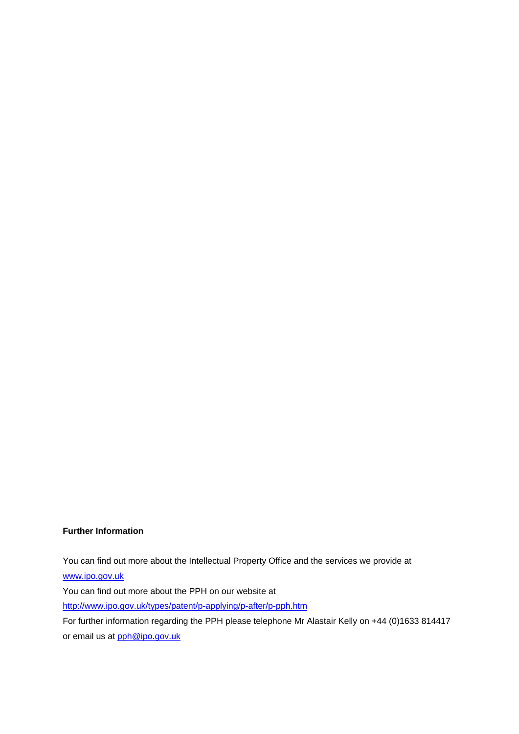**Further Information**

You can find out more about the Intellectual Property Office and the services we provide at [www.ipo.gov.uk](http://www.ipo.gov.uk)

You can find out more about the PPH on our website at [http://www.ipo.gov.uk/types/patent/p-applying/p-after/p-pph.htm](http://www.ipo.gov.uk/types/patent/p-applying/p-after/p-pph.htm)

For further information regarding the PPH please telephone Mr Alastair Kelly on +44 (0)1633 814417 or email us at [pph@ipo.gov.uk](mailto:pph@ipo.gov.uk)